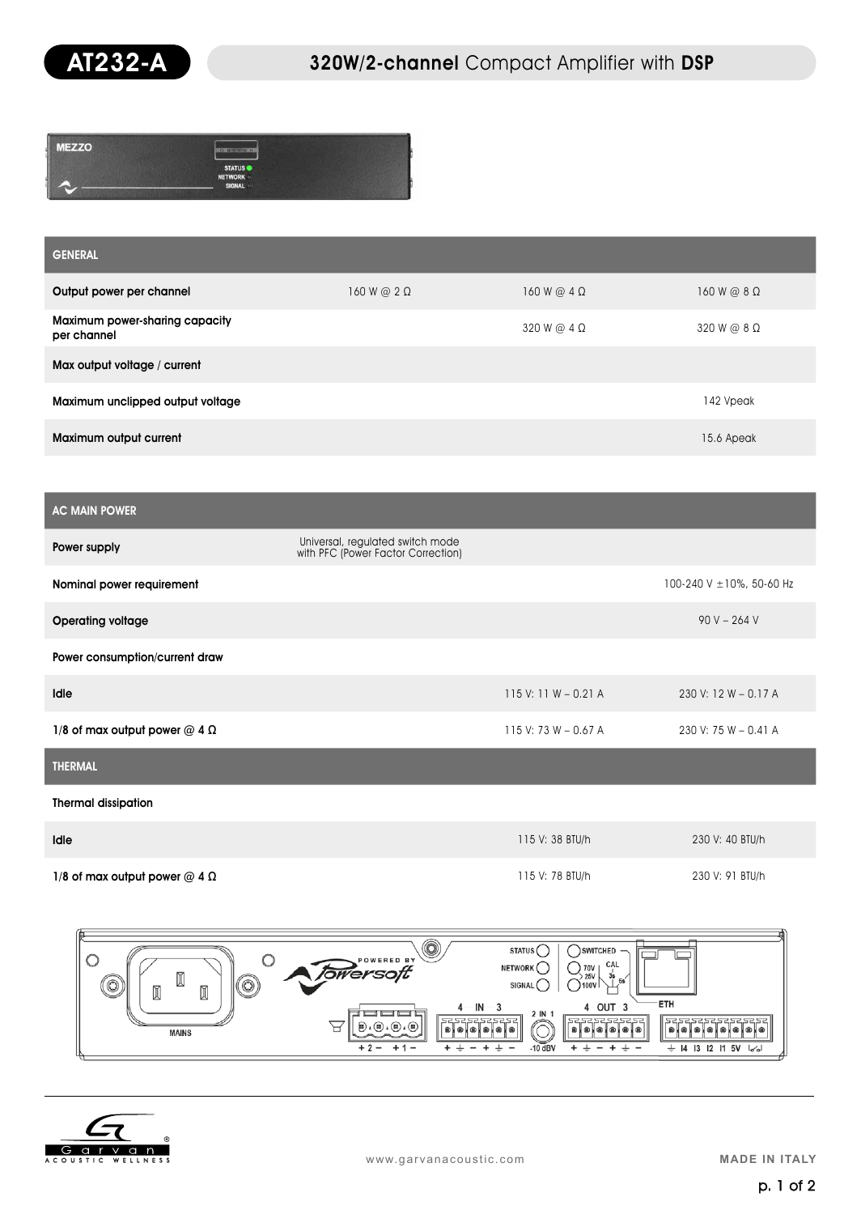# AT232-A

## 320W/2-channel Compact Amplifier with DSP

| GENERAL | | | |
|---|---|---|---|
| Output power per channel | 160 W @ 2 Ω | 160 W @ 4 Ω | 160 W @ 8 Ω |
| Maximum power-sharing capacity per channel | | 320 W @ 4 Ω | 320 W @ 8 Ω |
| Max output voltage / current | | | |
| Maximum unclipped output voltage | | | 142 Vpeak |
| Maximum output current | | | 15.6 Apeak |

| AC MAIN POWER | | | |
|---|---|---|---|
| Power supply | Universal, regulated switch mode with PFC (Power Factor Correction) | | |
| Nominal power requirement | | | 100-240 V ±10%, 50-60 Hz |
| Operating voltage | | | 90 V – 264 V |
| Power consumption/current draw | | | |
| Idle | | 115 V: 11 W – 0.21 A | 230 V: 12 W – 0.17 A |
| 1/8 of max output power @ 4 Ω | | 115 V: 73 W – 0.67 A | 230 V: 75 W – 0.41 A |

| THERMAL | | | |
|---|---|---|---|
| Thermal dissipation | | | |
| Idle | | 115 V: 38 BTU/h | 230 V: 40 BTU/h |
| 1/8 of max output power @ 4 Ω | | 115 V: 78 BTU/h | 230 V: 91 BTU/h |

www.garvanacoustic.com

MADE IN ITALY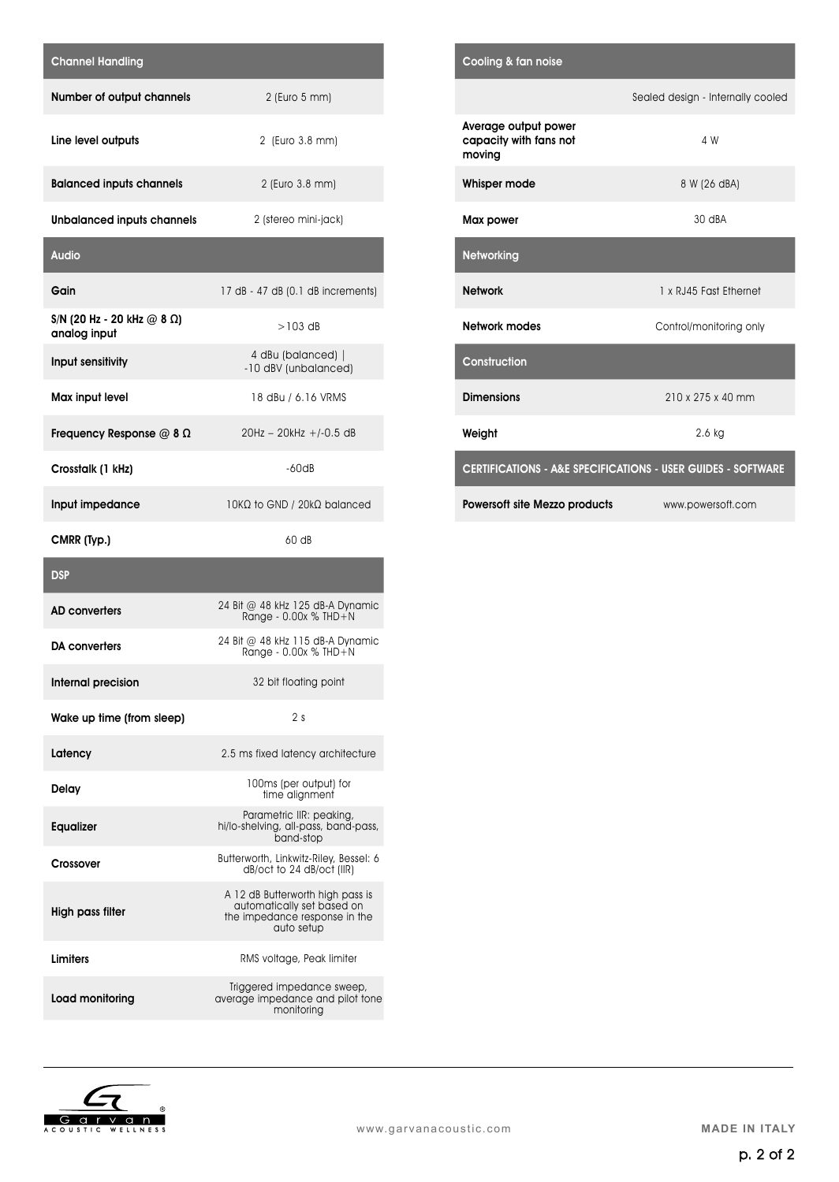| Channel Handling | |
|---|---|
| **Number of output channels** | 2 (Euro 5 mm) |
| **Line level outputs** | 2 (Euro 3.8 mm) |
| **Balanced inputs channels** | 2 (Euro 3.8 mm) |
| **Unbalanced inputs channels** | 2 (stereo mini-jack) |

| Audio | |
|---|---|
| **Gain** | 17 dB - 47 dB (0.1 dB increments) |
| **S/N (20 Hz - 20 kHz @ 8 Ω) analog input** | >103 dB |
| **Input sensitivity** | 4 dBu (balanced) \| -10 dBV (unbalanced) |
| **Max input level** | 18 dBu / 6.16 VRMS |
| **Frequency Response @ 8 Ω** | 20Hz – 20kHz +/-0.5 dB |
| **Crosstalk (1 kHz)** | -60dB |
| **Input impedance** | 10KΩ to GND / 20kΩ balanced |
| **CMRR (Typ.)** | 60 dB |

| DSP | |
|---|---|
| **AD converters** | 24 Bit @ 48 kHz 125 dB-A Dynamic Range - 0.00x % THD+N |
| **DA converters** | 24 Bit @ 48 kHz 115 dB-A Dynamic Range - 0.00x % THD+N |
| **Internal precision** | 32 bit floating point |
| **Wake up time (from sleep)** | 2 s |
| **Latency** | 2.5 ms fixed latency architecture |
| **Delay** | 100ms (per output) for time alignment |
| **Equalizer** | Parametric IIR: peaking, hi/lo-shelving, all-pass, band-pass, band-stop |
| **Crossover** | Butterworth, Linkwitz-Riley, Bessel: 6 dB/oct to 24 dB/oct (IIR) |
| **High pass filter** | A 12 dB Butterworth high pass is automatically set based on the impedance response in the auto setup |
| **Limiters** | RMS voltage, Peak limiter |
| **Load monitoring** | Triggered impedance sweep, average impedance and pilot tone monitoring |

| Cooling & fan noise | |
|---|---|
| | Sealed design - Internally cooled |
| **Average output power capacity with fans not moving** | 4 W |
| **Whisper mode** | 8 W (26 dBA) |
| **Max power** | 30 dBA |

| Networking | |
|---|---|
| **Network** | 1 x RJ45 Fast Ethernet |
| **Network modes** | Control/monitoring only |

| Construction | |
|---|---|
| **Dimensions** | 210 x 275 x 40 mm |
| **Weight** | 2.6 kg |

| CERTIFICATIONS - A&E SPECIFICATIONS - USER GUIDES - SOFTWARE | |
|---|---|
| **Powersoft site Mezzo products** | www.powersoft.com |

Garvan® ACOUSTIC WELLNESS

www.garvanacoustic.com

MADE IN ITALY